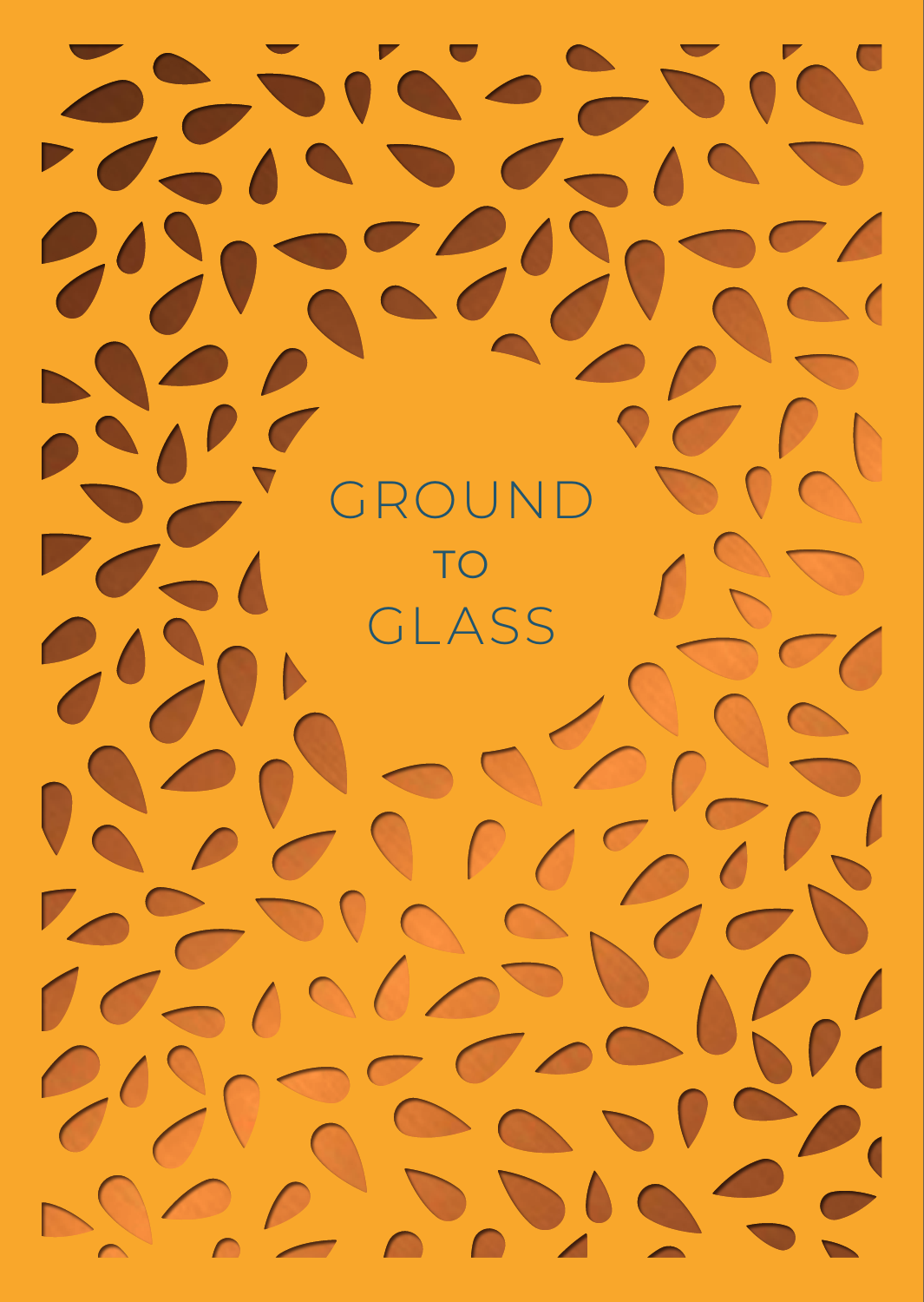# GROUND TO GLASS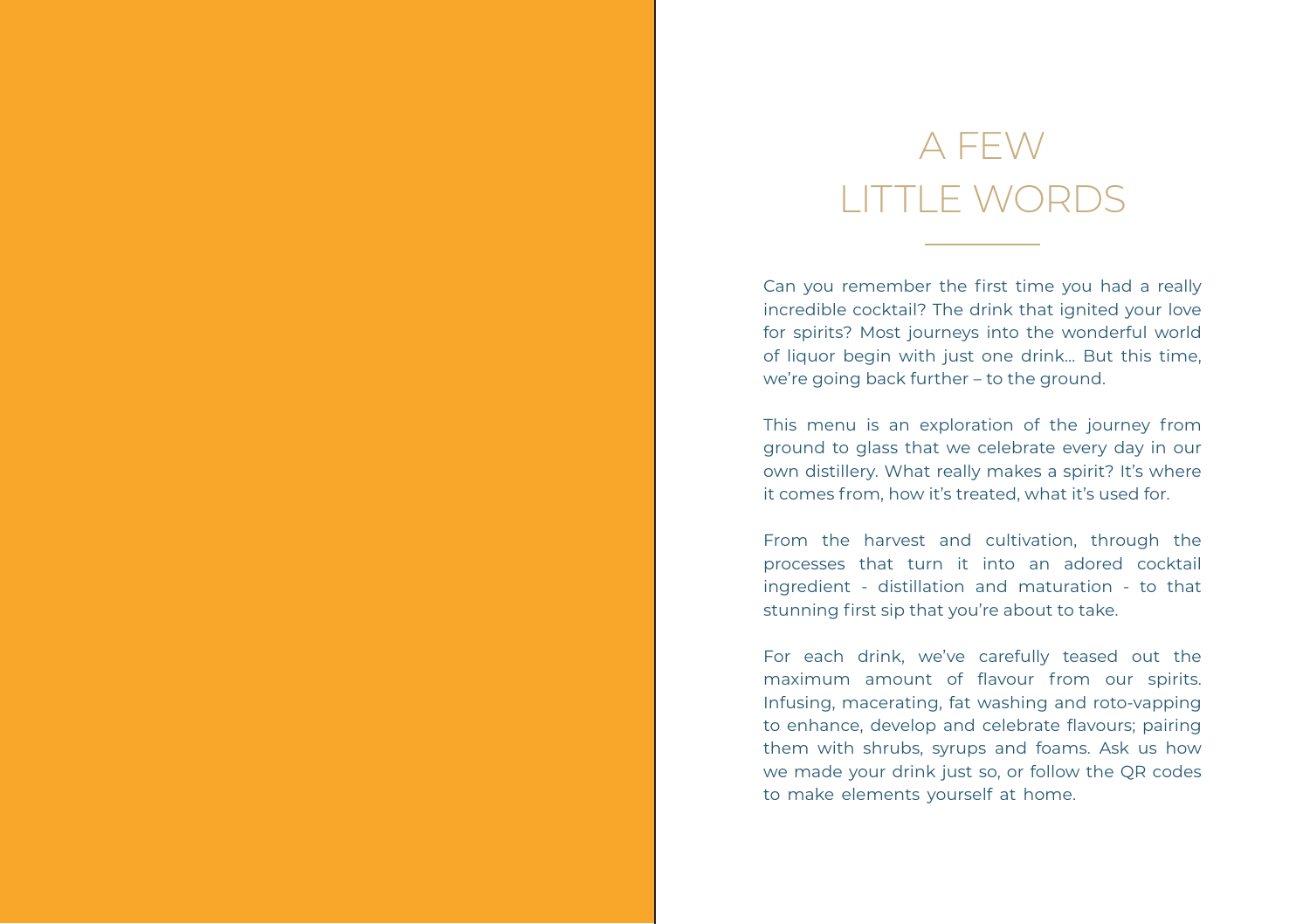# A FEW LITTLE WORDS

Can you remember the first time you had a really incredible cocktail? The drink that ignited your love for spirits? Most journeys into the wonderful world of liquor begin with just one drink... But this time, we're going back further – to the ground.

This menu is an exploration of the journey from ground to glass that we celebrate every day in our own distillery. What really makes a spirit? It's where it comes from, how it's treated, what it's used for.

From the harvest and cultivation, through the processes that turn it into an adored cocktail ingredient - distillation and maturation - to that stunning first sip that you're about to take.

For each drink, we've carefully teased out the maximum amount of flavour from our spirits. Infusing, macerating, fat washing and roto-vapping to enhance, develop and celebrate flavours; pairing them with shrubs, syrups and foams. Ask us how we made your drink just so, or follow the QR codes to make elements yourself at home.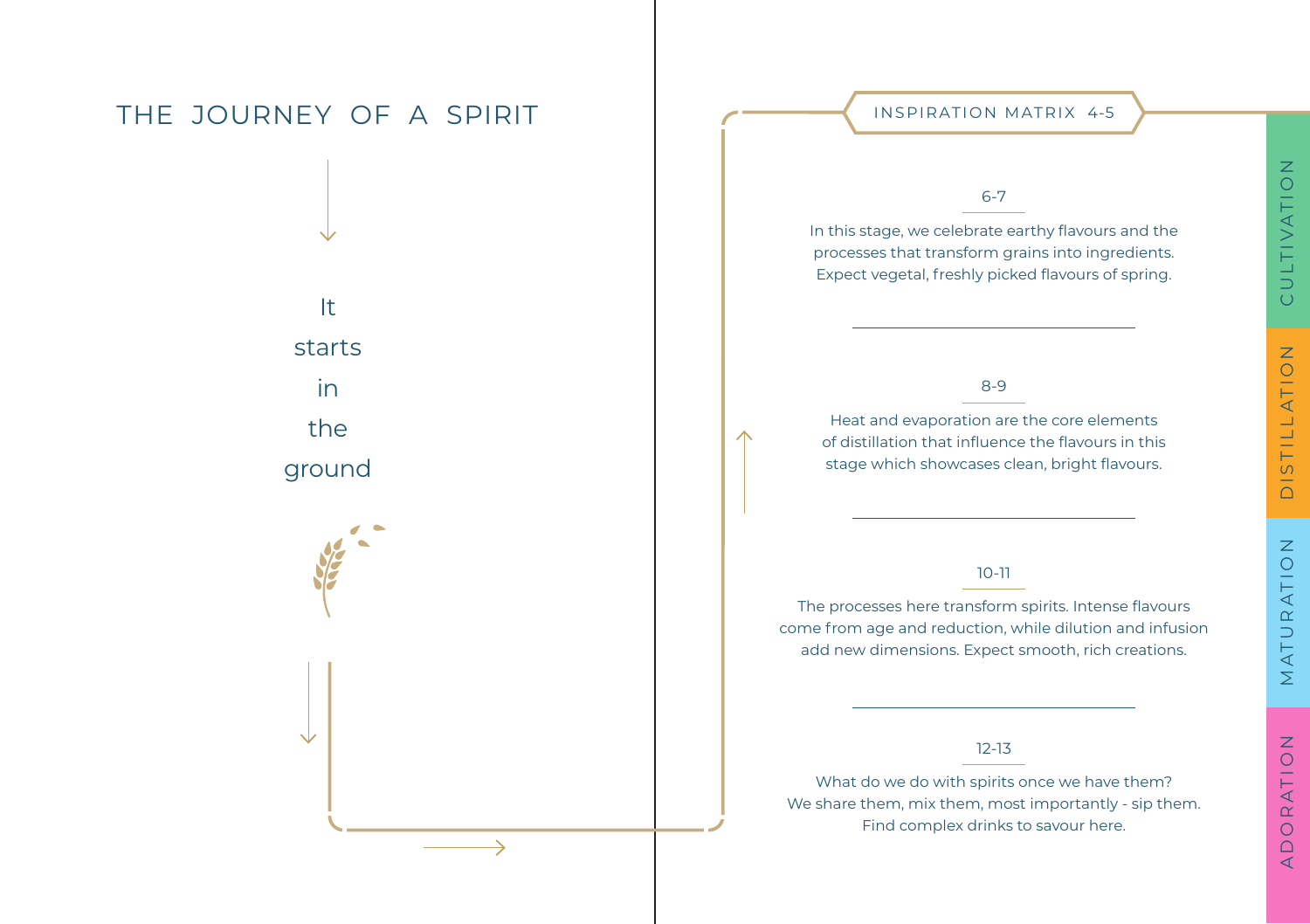# THE JOURNEY OF A SPIRIT

It starts in the ground

## INSPIRATION MATRIX 4-5

### 6-7

In this stage, we celebrate earthy flavours and the processes that transform grains into ingredients. Expect vegetal, freshly picked flavours of spring.

### 8-9

Heat and evaporation are the core elements of distillation that influence the flavours in this stage which showcases clean, bright flavours.

### 10-11

The processes here transform spirits. Intense flavours come from age and reduction, while dilution and infusion add new dimensions. Expect smooth, rich creations.

### 12-13

What do we do with spirits once we have them? We share them, mix them, most importantly - sip them. Find complex drinks to savour here.

CULTIVATION

DISTILLATION

MATURATION

ADORATION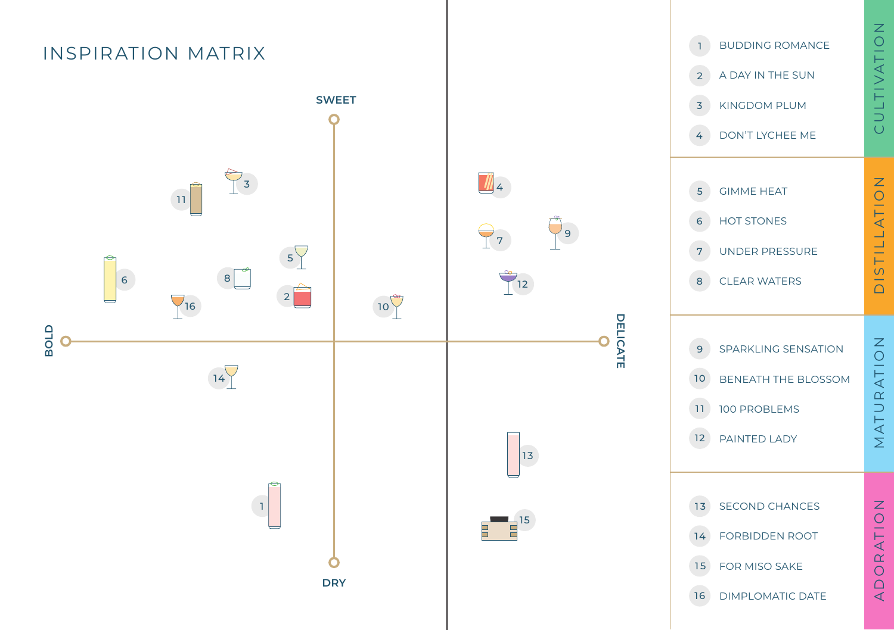# INSPIRATION MATRIX

SWEET

BOLD

DELICATE

DRY

## CULTIVATION

1. BUDDING ROMANCE
2. A DAY IN THE SUN
3. KINGDOM PLUM
4. DON'T LYCHEE ME

## DISTILLATION

5. GIMME HEAT
6. HOT STONES
7. UNDER PRESSURE
8. CLEAR WATERS

## MATURATION

9. SPARKLING SENSATION
10. BENEATH THE BLOSSOM
11. 100 PROBLEMS
12. PAINTED LADY

## ADORATION

13. SECOND CHANCES
14. FORBIDDEN ROOT
15. FOR MISO SAKE
16. DIMPLOMATIC DATE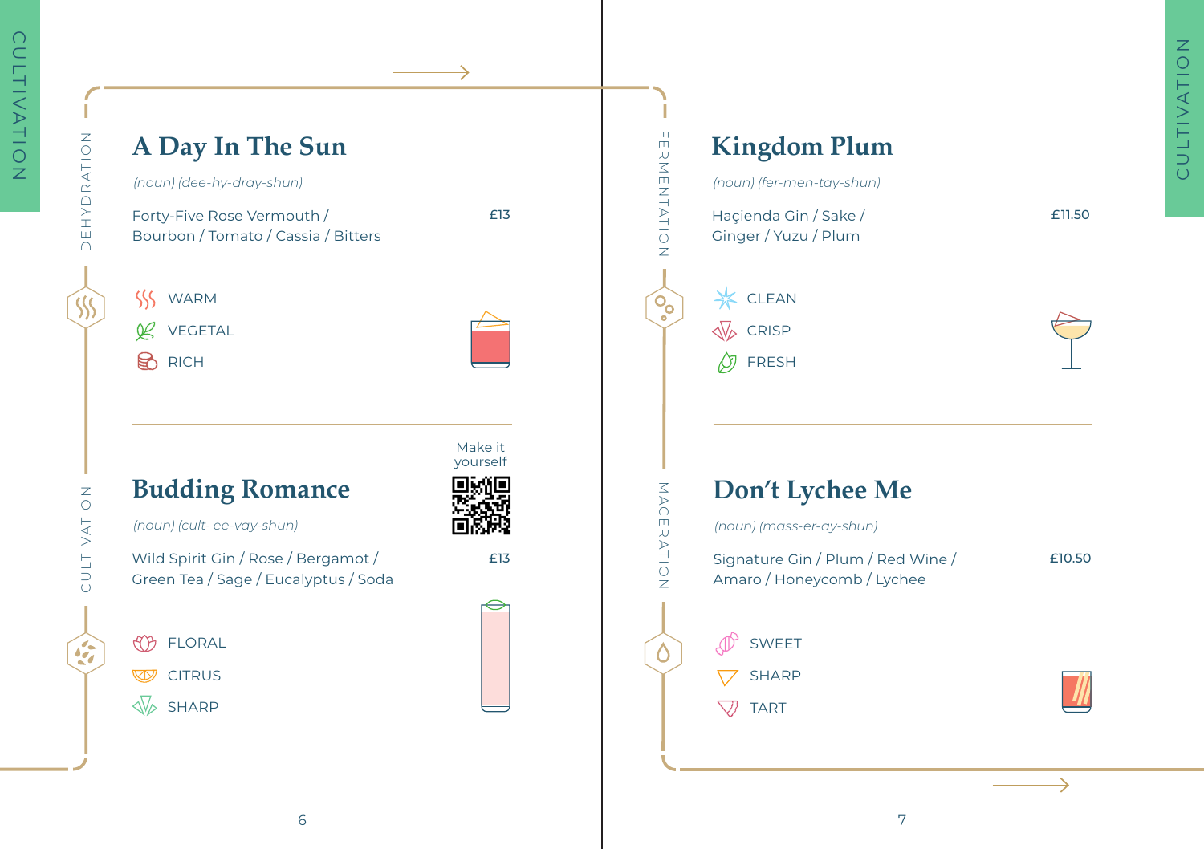CULTIVATION

DEHYDRATION

## A Day In The Sun

*(noun) (dee-hy-dray-shun)*

Forty-Five Rose Vermouth / Bourbon / Tomato / Cassia / Bitters — £13

- WARM
- VEGETAL
- RICH

CULTIVATION

## Budding Romance

Make it yourself

*(noun) (cult- ee-vay-shun)*

Wild Spirit Gin / Rose / Bergamot / Green Tea / Sage / Eucalyptus / Soda — £13

- FLORAL
- CITRUS
- SHARP

FERMENTATION

## Kingdom Plum

*(noun) (fer-men-tay-shun)*

Haçienda Gin / Sake / Ginger / Yuzu / Plum — £11.50

- CLEAN
- CRISP
- FRESH

MACERATION

## Don't Lychee Me

*(noun) (mass-er-ay-shun)*

Signature Gin / Plum / Red Wine / Amaro / Honeycomb / Lychee — £10.50

- SWEET
- SHARP
- TART

CULTIVATION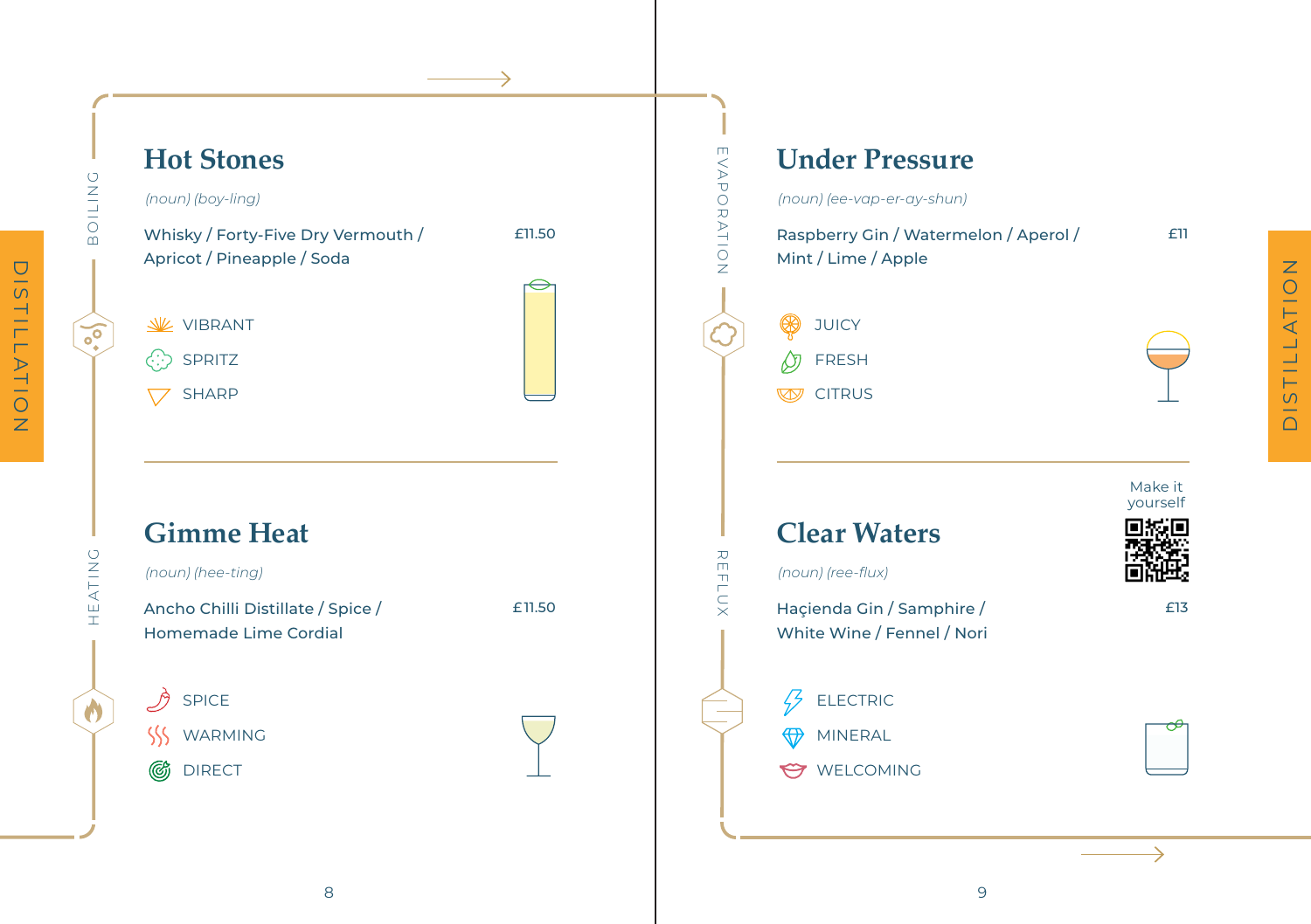DISTILLATION

BOILING

## Hot Stones

*(noun) (boy-ling)*

Whisky / Forty-Five Dry Vermouth / Apricot / Pineapple / Soda — £11.50

- VIBRANT
- SPRITZ
- SHARP

HEATING

## Gimme Heat

*(noun) (hee-ting)*

Ancho Chilli Distillate / Spice / Homemade Lime Cordial — £11.50

- SPICE
- WARMING
- DIRECT

EVAPORATION

## Under Pressure

*(noun) (ee-vap-er-ay-shun)*

Raspberry Gin / Watermelon / Aperol / Mint / Lime / Apple — £11

- JUICY
- FRESH
- CITRUS

REFLUX

## Clear Waters

Make it yourself

*(noun) (ree-flux)*

Haçienda Gin / Samphire / White Wine / Fennel / Nori — £13

- ELECTRIC
- MINERAL
- WELCOMING

DISTILLATION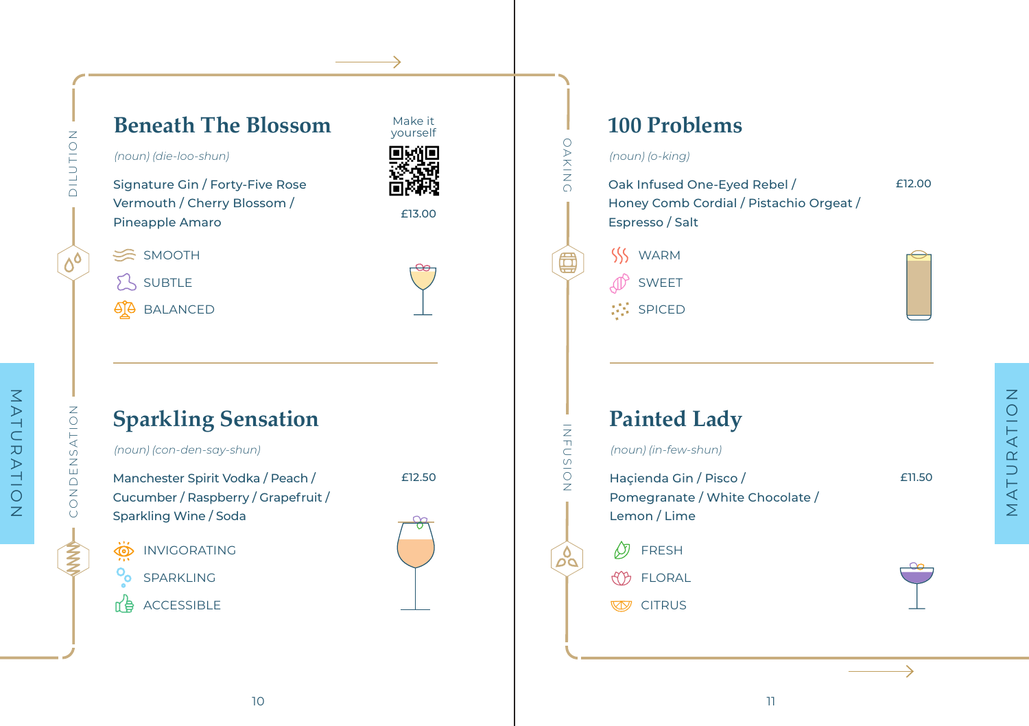MATURATION

DILUTION

## Beneath The Blossom

*(noun) (die-loo-shun)*

Signature Gin / Forty-Five Rose Vermouth / Cherry Blossom / Pineapple Amaro

Make it yourself

£13.00

- SMOOTH
- SUBTLE
- BALANCED

CONDENSATION

## Sparkling Sensation

*(noun) (con-den-say-shun)*

Manchester Spirit Vodka / Peach / Cucumber / Raspberry / Grapefruit / Sparkling Wine / Soda

£12.50

- INVIGORATING
- SPARKLING
- ACCESSIBLE

OAKING

## 100 Problems

*(noun) (o-king)*

Oak Infused One-Eyed Rebel / Honey Comb Cordial / Pistachio Orgeat / Espresso / Salt

£12.00

- WARM
- SWEET
- SPICED

INFUSION

## Painted Lady

*(noun) (in-few-shun)*

Haçienda Gin / Pisco / Pomegranate / White Chocolate / Lemon / Lime

£11.50

- FRESH
- FLORAL
- CITRUS

MATURATION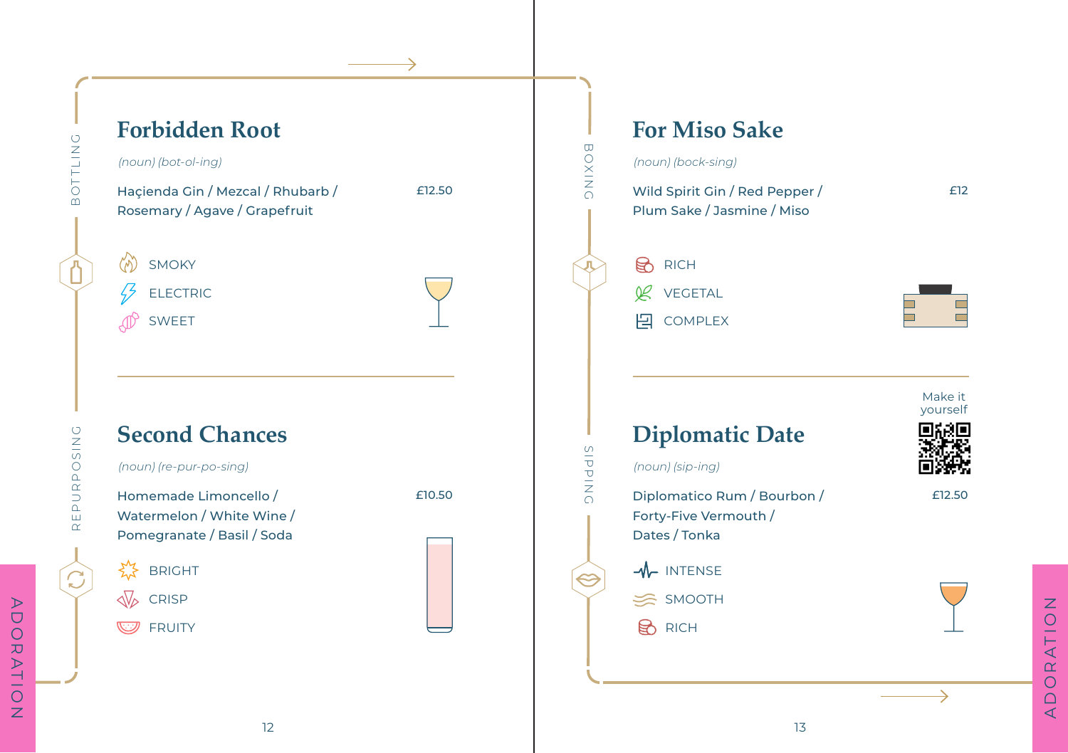## Forbidden Root

*(noun) (bot-ol-ing)*

Haçienda Gin / Mezcal / Rhubarb / Rosemary / Agave / Grapefruit — £12.50

SMOKY
ELECTRIC
SWEET

## Second Chances

*(noun) (re-pur-po-sing)*

Homemade Limoncello / Watermelon / White Wine / Pomegranate / Basil / Soda — £10.50

BRIGHT
CRISP
FRUITY

## For Miso Sake

*(noun) (bock-sing)*

Wild Spirit Gin / Red Pepper / Plum Sake / Jasmine / Miso — £12

RICH
VEGETAL
COMPLEX

## Diplomatic Date

Make it yourself

*(noun) (sip-ing)*

Diplomatico Rum / Bourbon / Forty-Five Vermouth / Dates / Tonka — £12.50

INTENSE
SMOOTH
RICH

BOTTLING · REPURPOSING · BOXING · SIPPING

ADORATION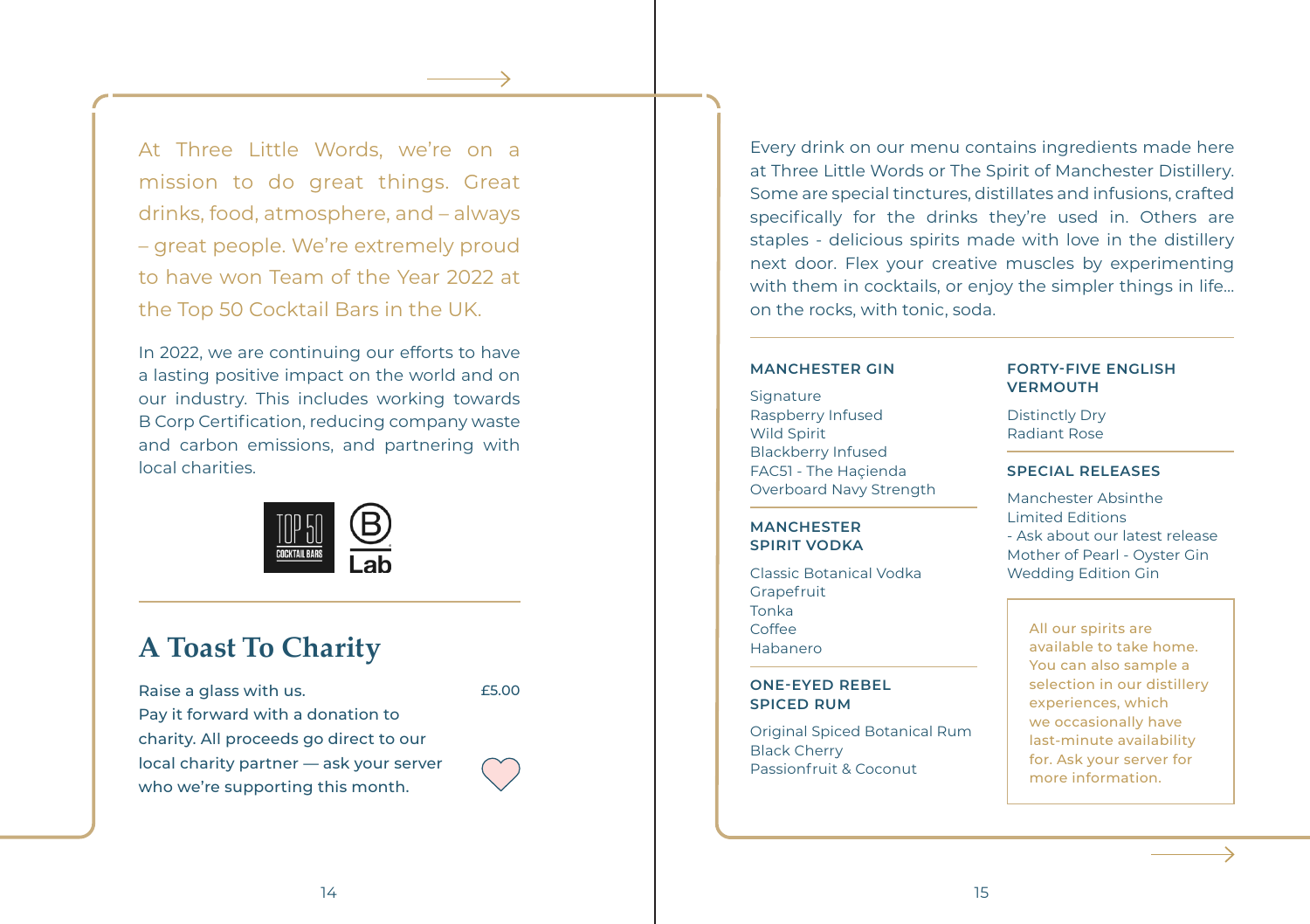At Three Little Words, we're on a mission to do great things. Great drinks, food, atmosphere, and – always – great people. We're extremely proud to have won Team of the Year 2022 at the Top 50 Cocktail Bars in the UK.

In 2022, we are continuing our efforts to have a lasting positive impact on the world and on our industry. This includes working towards B Corp Certification, reducing company waste and carbon emissions, and partnering with local charities.

TOP 50 COCKTAIL BARS

B Lab

## A Toast To Charity

Raise a glass with us. Pay it forward with a donation to charity. All proceeds go direct to our local charity partner — ask your server who we're supporting this month. — £5.00

Every drink on our menu contains ingredients made here at Three Little Words or The Spirit of Manchester Distillery. Some are special tinctures, distillates and infusions, crafted specifically for the drinks they're used in. Others are staples - delicious spirits made with love in the distillery next door. Flex your creative muscles by experimenting with them in cocktails, or enjoy the simpler things in life... on the rocks, with tonic, soda.

### MANCHESTER GIN

Signature
Raspberry Infused
Wild Spirit
Blackberry Infused
FAC51 - The Haçienda
Overboard Navy Strength

### MANCHESTER SPIRIT VODKA

Classic Botanical Vodka
Grapefruit
Tonka
Coffee
Habanero

### ONE-EYED REBEL SPICED RUM

Original Spiced Botanical Rum
Black Cherry
Passionfruit & Coconut

### FORTY-FIVE ENGLISH VERMOUTH

Distinctly Dry
Radiant Rose

### SPECIAL RELEASES

Manchester Absinthe
Limited Editions
- Ask about our latest release
Mother of Pearl - Oyster Gin
Wedding Edition Gin

All our spirits are available to take home. You can also sample a selection in our distillery experiences, which we occasionally have last-minute availability for. Ask your server for more information.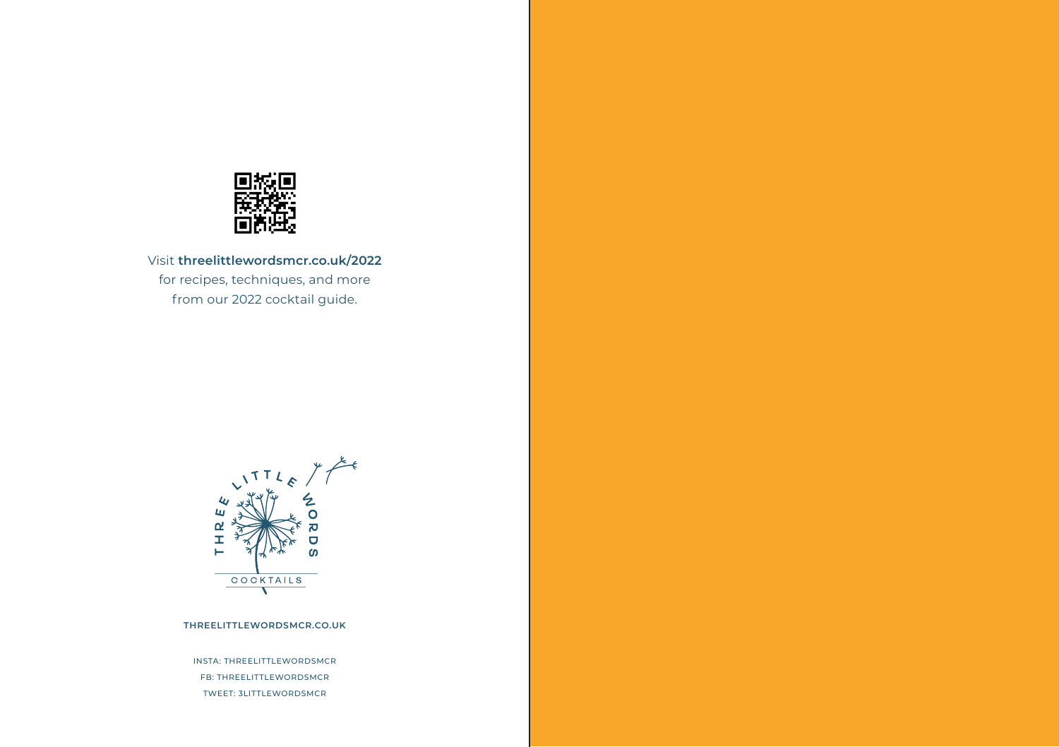Visit **threelittlewordsmcr.co.uk/2022**
for recipes, techniques, and more
from our 2022 cocktail guide.

THREE LITTLE WORDS

COCKTAILS

**THREELITTLEWORDSMCR.CO.UK**

INSTA: THREELITTLEWORDSMCR
FB: THREELITTLEWORDSMCR
TWEET: 3LITTLEWORDSMCR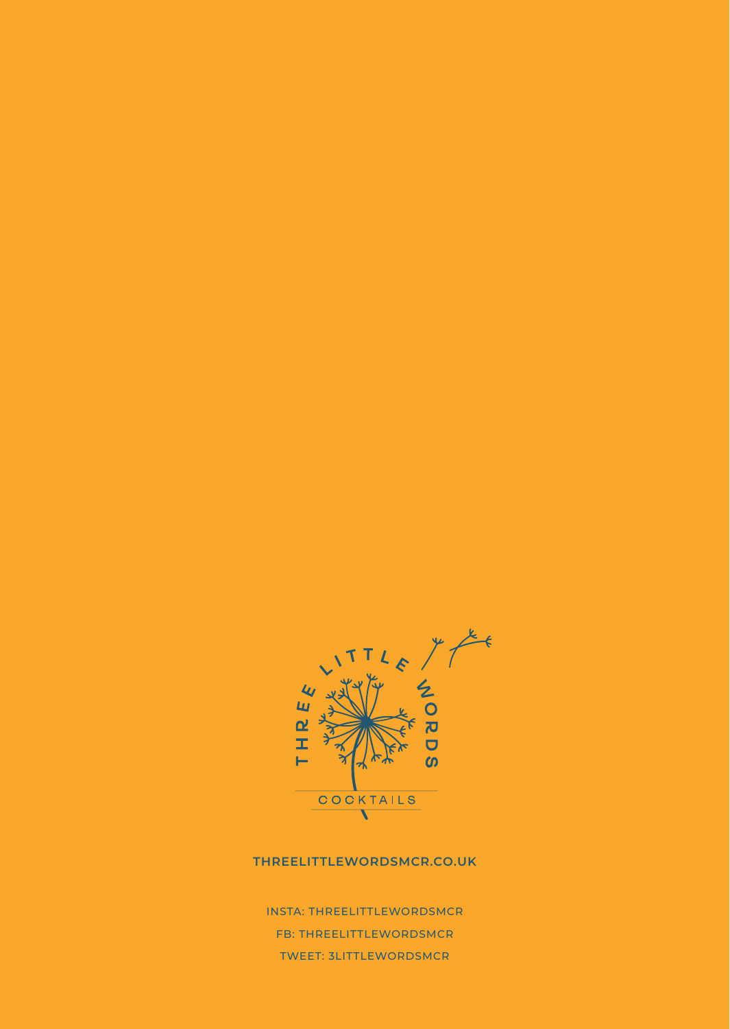THREE LITTLE WORDS

COCKTAILS

**THREELITTLEWORDSMCR.CO.UK**

INSTA: THREELITTLEWORDSMCR

FB: THREELITTLEWORDSMCR

TWEET: 3LITTLEWORDSMCR